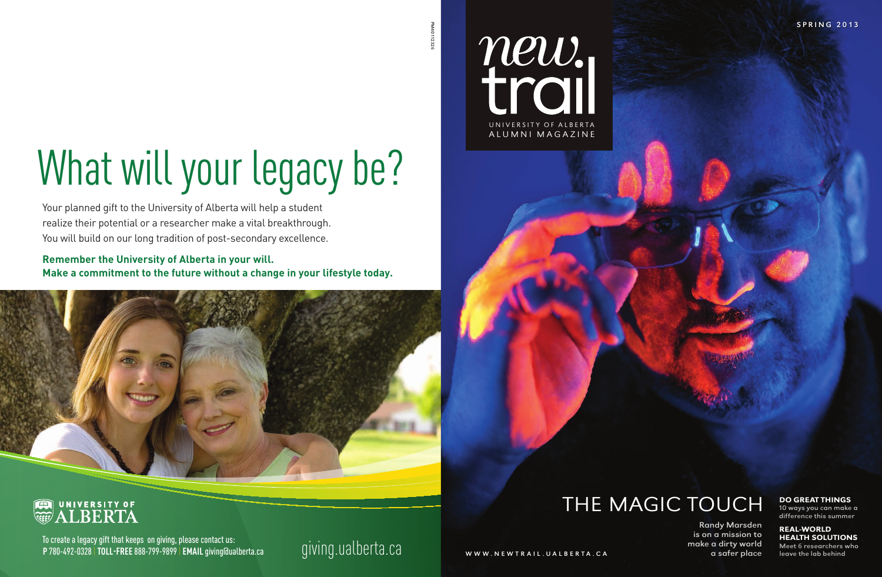# What will your legacy be?

Your planned gift to the University of Alberta will help a student realize their potential or a researcher make a vital breakthrough. You will build on our long tradition of post-secondary excellence.

**Remember the University of Alberta in your will.**
**Make a commitment to the future without a change in your lifestyle today.**

UNIVERSITY OF ALBERTA

To create a legacy gift that keeps on giving, please contact us:
**P** 780-492-0328 | **TOLL-FREE** 888-799-9899 | **EMAIL** giving@ualberta.ca

giving.ualberta.ca

PM40112326

# new trail

UNIVERSITY OF ALBERTA ALUMNI MAGAZINE

SPRING 2013

## THE MAGIC TOUCH

Randy Marsden is on a mission to make a dirty world a safer place

**DO GREAT THINGS**
10 ways you can make a difference this summer

**REAL-WORLD HEALTH SOLUTIONS**
Meet 6 researchers who leave the lab behind

WWW.NEWTRAIL.UALBERTA.CA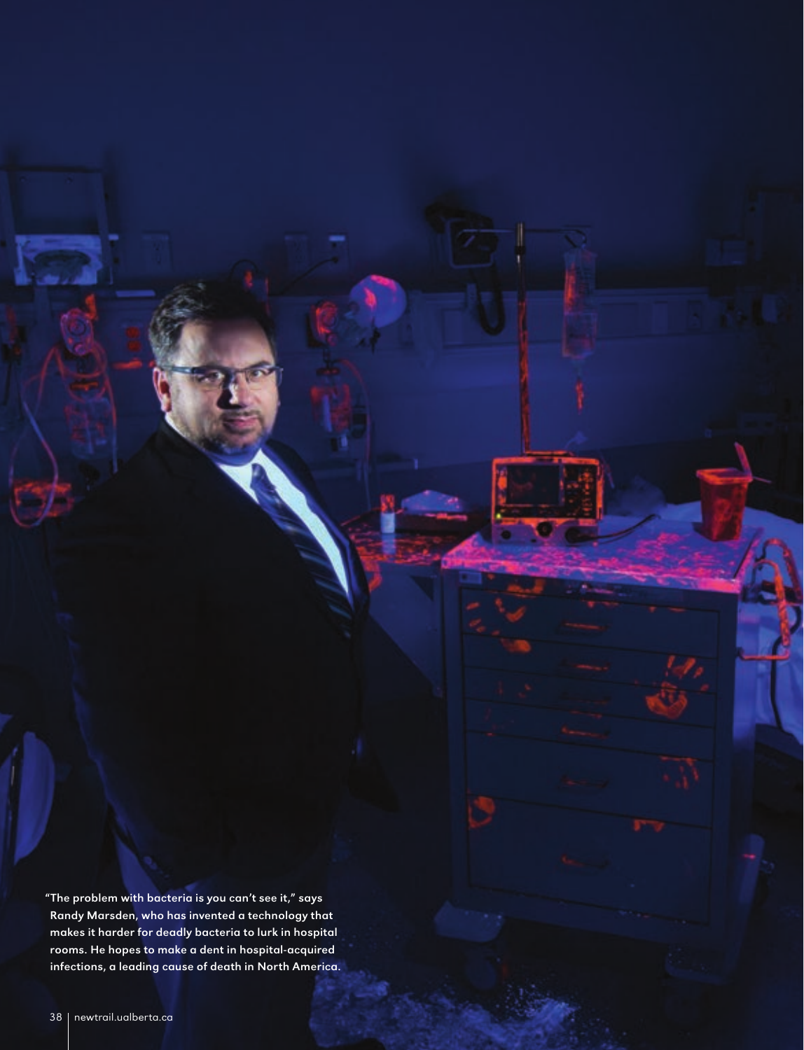**"The problem with bacteria is you can't see it," says Randy Marsden, who has invented a technology that makes it harder for deadly bacteria to lurk in hospital rooms. He hopes to make a dent in hospital-acquired infections, a leading cause of death in North America.**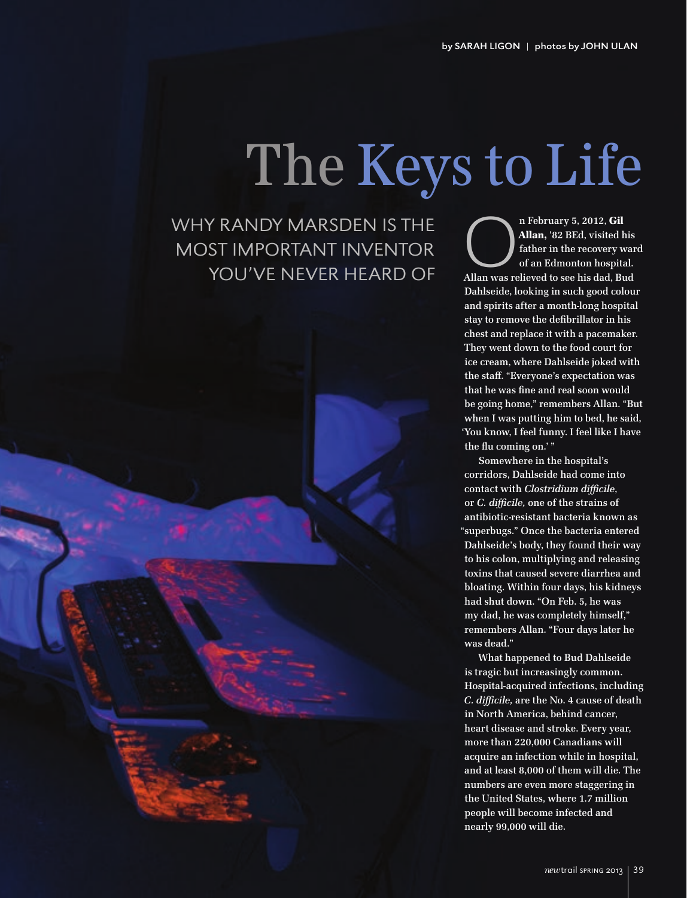by SARAH LIGON | photos by JOHN ULAN

# The Keys to Life

## WHY RANDY MARSDEN IS THE MOST IMPORTANT INVENTOR YOU'VE NEVER HEARD OF

On February 5, 2012, **Gil Allan,** '82 BEd, visited his father in the recovery ward of an Edmonton hospital. Allan was relieved to see his dad, Bud Dahlseide, looking in such good colour and spirits after a month-long hospital stay to remove the defibrillator in his chest and replace it with a pacemaker. They went down to the food court for ice cream, where Dahlseide joked with the staff. "Everyone's expectation was that he was fine and real soon would be going home," remembers Allan. "But when I was putting him to bed, he said, 'You know, I feel funny. I feel like I have the flu coming on.' "

Somewhere in the hospital's corridors, Dahlseide had come into contact with *Clostridium difficile*, or *C. difficile,* one of the strains of antibiotic-resistant bacteria known as "superbugs." Once the bacteria entered Dahlseide's body, they found their way to his colon, multiplying and releasing toxins that caused severe diarrhea and bloating. Within four days, his kidneys had shut down. "On Feb. 5, he was my dad, he was completely himself," remembers Allan. "Four days later he was dead."

What happened to Bud Dahlseide is tragic but increasingly common. Hospital-acquired infections, including *C. difficile,* are the No. 4 cause of death in North America, behind cancer, heart disease and stroke. Every year, more than 220,000 Canadians will acquire an infection while in hospital, and at least 8,000 of them will die. The numbers are even more staggering in the United States, where 1.7 million people will become infected and nearly 99,000 will die.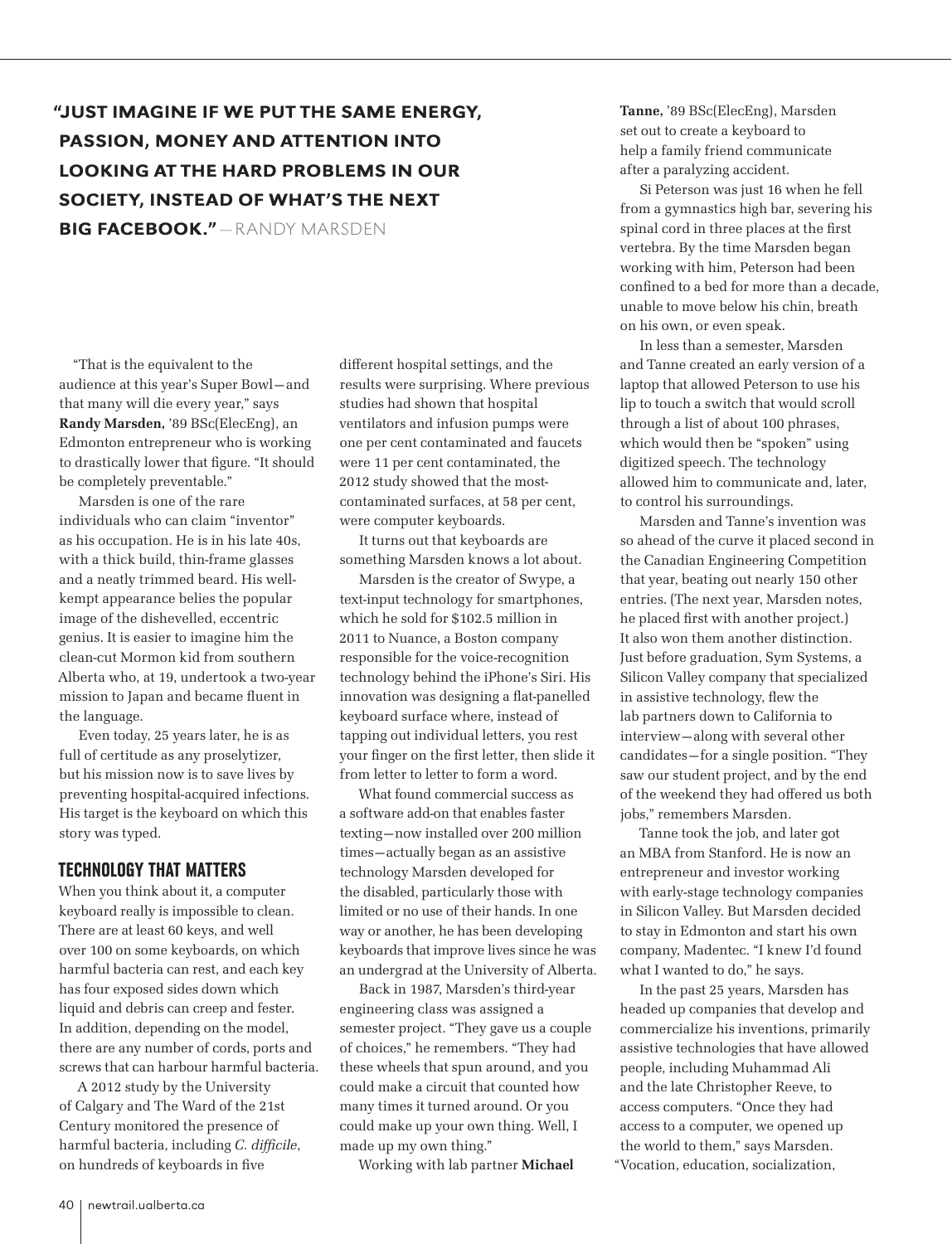**"JUST IMAGINE IF WE PUT THE SAME ENERGY, PASSION, MONEY AND ATTENTION INTO LOOKING AT THE HARD PROBLEMS IN OUR SOCIETY, INSTEAD OF WHAT'S THE NEXT BIG FACEBOOK."** — RANDY MARSDEN

"That is the equivalent to the audience at this year's Super Bowl—and that many will die every year," says **Randy Marsden,** '89 BSc(ElecEng), an Edmonton entrepreneur who is working to drastically lower that figure. "It should be completely preventable."

Marsden is one of the rare individuals who can claim "inventor" as his occupation. He is in his late 40s, with a thick build, thin-frame glasses and a neatly trimmed beard. His well-kempt appearance belies the popular image of the dishevelled, eccentric genius. It is easier to imagine him the clean-cut Mormon kid from southern Alberta who, at 19, undertook a two-year mission to Japan and became fluent in the language.

Even today, 25 years later, he is as full of certitude as any proselytizer, but his mission now is to save lives by preventing hospital-acquired infections. His target is the keyboard on which this story was typed.

## TECHNOLOGY THAT MATTERS

When you think about it, a computer keyboard really is impossible to clean. There are at least 60 keys, and well over 100 on some keyboards, on which harmful bacteria can rest, and each key has four exposed sides down which liquid and debris can creep and fester. In addition, depending on the model, there are any number of cords, ports and screws that can harbour harmful bacteria.

A 2012 study by the University of Calgary and The Ward of the 21st Century monitored the presence of harmful bacteria, including *C. difficile*, on hundreds of keyboards in five different hospital settings, and the results were surprising. Where previous studies had shown that hospital ventilators and infusion pumps were one per cent contaminated and faucets were 11 per cent contaminated, the 2012 study showed that the most-contaminated surfaces, at 58 per cent, were computer keyboards.

It turns out that keyboards are something Marsden knows a lot about.

Marsden is the creator of Swype, a text-input technology for smartphones, which he sold for $102.5 million in 2011 to Nuance, a Boston company responsible for the voice-recognition technology behind the iPhone's Siri. His innovation was designing a flat-panelled keyboard surface where, instead of tapping out individual letters, you rest your finger on the first letter, then slide it from letter to letter to form a word.

What found commercial success as a software add-on that enables faster texting—now installed over 200 million times—actually began as an assistive technology Marsden developed for the disabled, particularly those with limited or no use of their hands. In one way or another, he has been developing keyboards that improve lives since he was an undergrad at the University of Alberta.

Back in 1987, Marsden's third-year engineering class was assigned a semester project. "They gave us a couple of choices," he remembers. "They had these wheels that spun around, and you could make a circuit that counted how many times it turned around. Or you could make up your own thing. Well, I made up my own thing."

Working with lab partner **Michael Tanne,** '89 BSc(ElecEng), Marsden set out to create a keyboard to help a family friend communicate after a paralyzing accident.

Si Peterson was just 16 when he fell from a gymnastics high bar, severing his spinal cord in three places at the first vertebra. By the time Marsden began working with him, Peterson had been confined to a bed for more than a decade, unable to move below his chin, breath on his own, or even speak.

In less than a semester, Marsden and Tanne created an early version of a laptop that allowed Peterson to use his lip to touch a switch that would scroll through a list of about 100 phrases, which would then be "spoken" using digitized speech. The technology allowed him to communicate and, later, to control his surroundings.

Marsden and Tanne's invention was so ahead of the curve it placed second in the Canadian Engineering Competition that year, beating out nearly 150 other entries. (The next year, Marsden notes, he placed first with another project.) It also won them another distinction. Just before graduation, Sym Systems, a Silicon Valley company that specialized in assistive technology, flew the lab partners down to California to interview—along with several other candidates—for a single position. "They saw our student project, and by the end of the weekend they had offered us both jobs," remembers Marsden.

Tanne took the job, and later got an MBA from Stanford. He is now an entrepreneur and investor working with early-stage technology companies in Silicon Valley. But Marsden decided to stay in Edmonton and start his own company, Madentec. "I knew I'd found what I wanted to do," he says.

In the past 25 years, Marsden has headed up companies that develop and commercialize his inventions, primarily assistive technologies that have allowed people, including Muhammad Ali and the late Christopher Reeve, to access computers. "Once they had access to a computer, we opened up the world to them," says Marsden. "Vocation, education, socialization,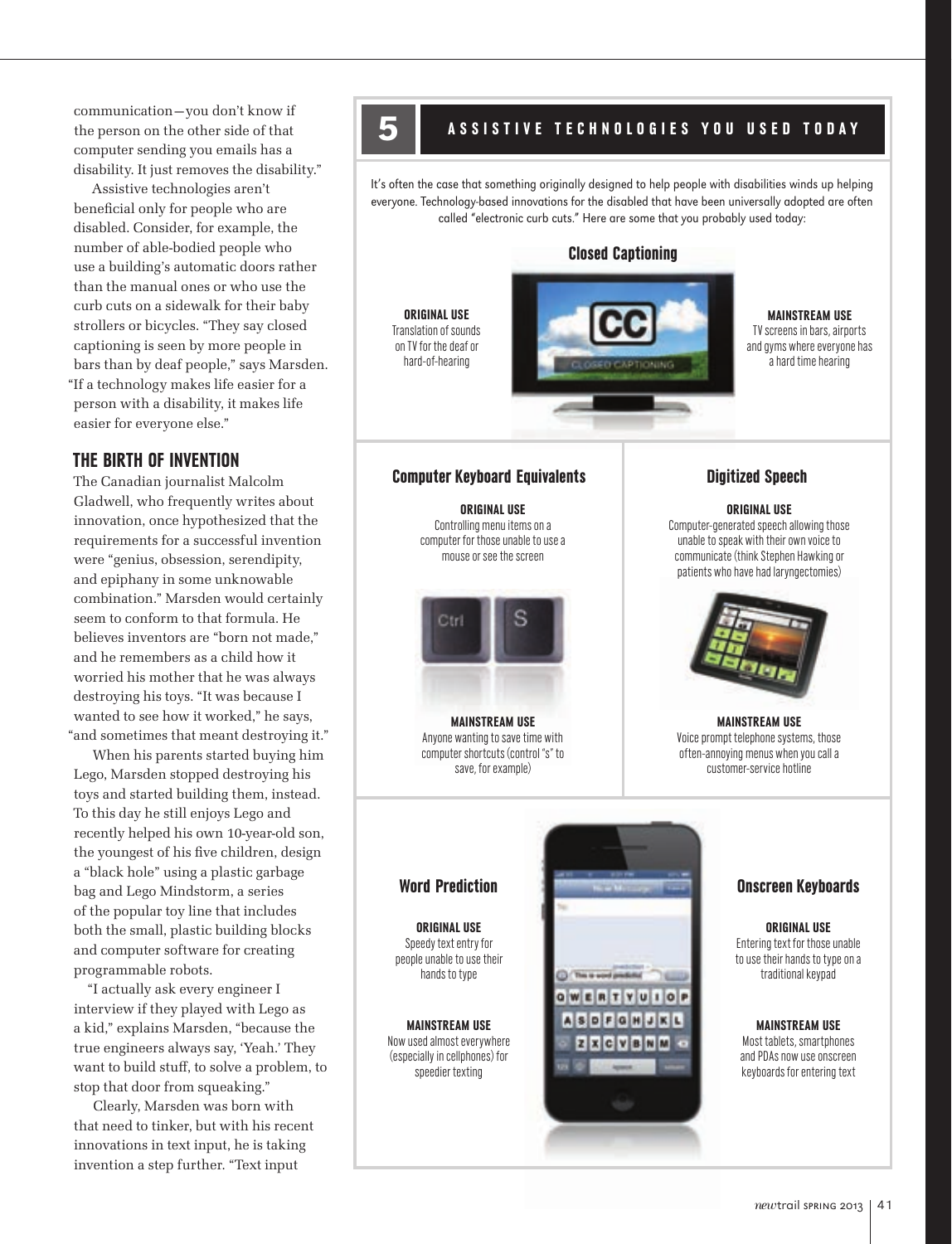communication—you don't know if the person on the other side of that computer sending you emails has a disability. It just removes the disability."

Assistive technologies aren't beneficial only for people who are disabled. Consider, for example, the number of able-bodied people who use a building's automatic doors rather than the manual ones or who use the curb cuts on a sidewalk for their baby strollers or bicycles. "They say closed captioning is seen by more people in bars than by deaf people," says Marsden. "If a technology makes life easier for a person with a disability, it makes life easier for everyone else."

## THE BIRTH OF INVENTION

The Canadian journalist Malcolm Gladwell, who frequently writes about innovation, once hypothesized that the requirements for a successful invention were "genius, obsession, serendipity, and epiphany in some unknowable combination." Marsden would certainly seem to conform to that formula. He believes inventors are "born not made," and he remembers as a child how it worried his mother that he was always destroying his toys. "It was because I wanted to see how it worked," he says, "and sometimes that meant destroying it."

When his parents started buying him Lego, Marsden stopped destroying his toys and started building them, instead. To this day he still enjoys Lego and recently helped his own 10-year-old son, the youngest of his five children, design a "black hole" using a plastic garbage bag and Lego Mindstorm, a series of the popular toy line that includes both the small, plastic building blocks and computer software for creating programmable robots.

"I actually ask every engineer I interview if they played with Lego as a kid," explains Marsden, "because the true engineers always say, 'Yeah.' They want to build stuff, to solve a problem, to stop that door from squeaking."

Clearly, Marsden was born with that need to tinker, but with his recent innovations in text input, he is taking invention a step further. "Text input

## 5 ASSISTIVE TECHNOLOGIES YOU USED TODAY

It's often the case that something originally designed to help people with disabilities winds up helping everyone. Technology-based innovations for the disabled that have been universally adopted are often called "electronic curb cuts." Here are some that you probably used today:

### Closed Captioning

**ORIGINAL USE**
Translation of sounds on TV for the deaf or hard-of-hearing

**MAINSTREAM USE**
TV screens in bars, airports and gyms where everyone has a hard time hearing

### Computer Keyboard Equivalents

**ORIGINAL USE**
Controlling menu items on a computer for those unable to use a mouse or see the screen

**MAINSTREAM USE**
Anyone wanting to save time with computer shortcuts (control "s" to save, for example)

### Digitized Speech

**ORIGINAL USE**
Computer-generated speech allowing those unable to speak with their own voice to communicate (think Stephen Hawking or patients who have had laryngectomies)

**MAINSTREAM USE**
Voice prompt telephone systems, those often-annoying menus when you call a customer-service hotline

### Word Prediction

**ORIGINAL USE**
Speedy text entry for people unable to use their hands to type

**MAINSTREAM USE**
Now used almost everywhere (especially in cellphones) for speedier texting

### Onscreen Keyboards

**ORIGINAL USE**
Entering text for those unable to use their hands to type on a traditional keypad

**MAINSTREAM USE**
Most tablets, smartphones and PDAs now use onscreen keyboards for entering text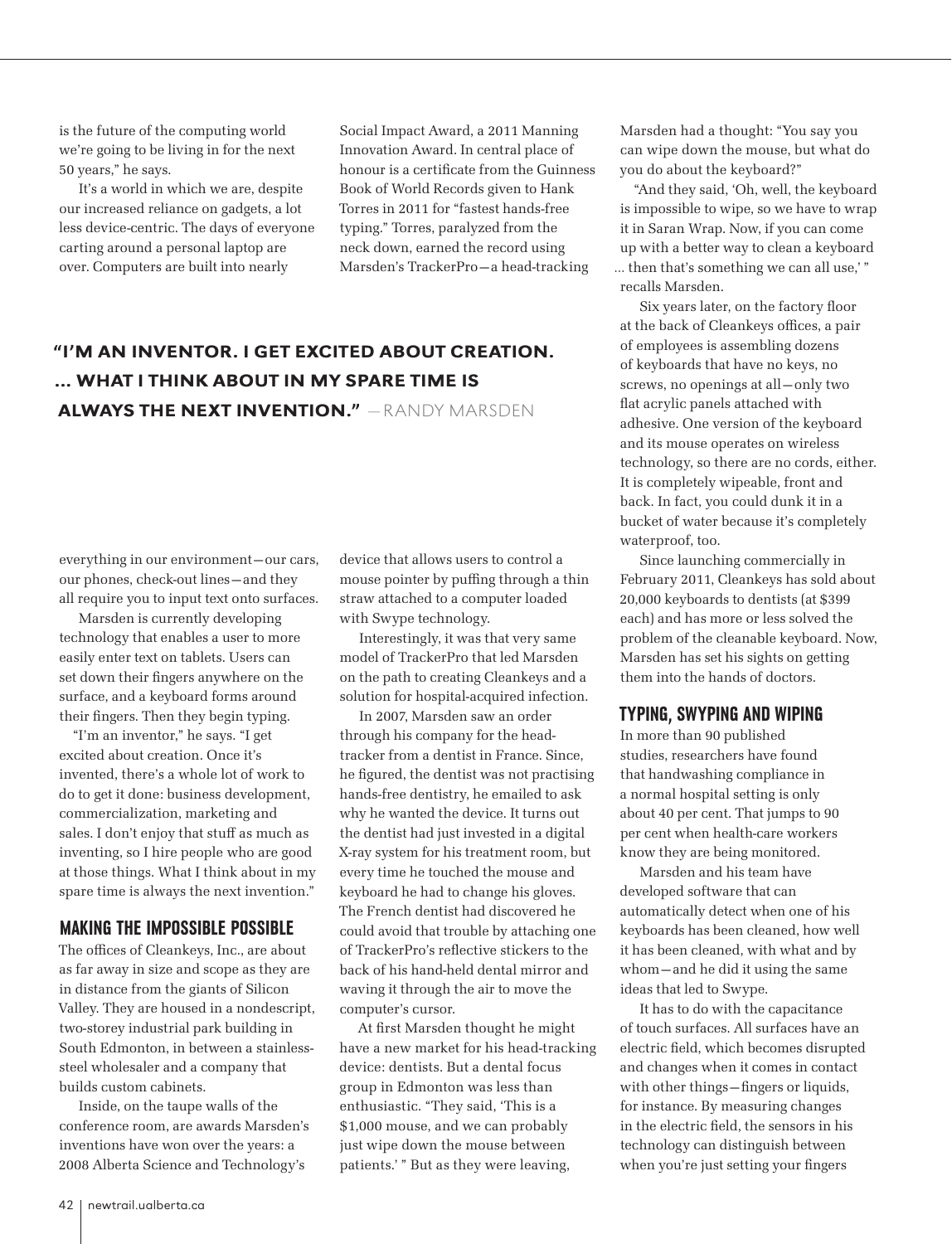is the future of the computing world we're going to be living in for the next 50 years," he says.

It's a world in which we are, despite our increased reliance on gadgets, a lot less device-centric. The days of everyone carting around a personal laptop are over. Computers are built into nearly everything in our environment—our cars, our phones, check-out lines—and they all require you to input text onto surfaces.

Marsden is currently developing technology that enables a user to more easily enter text on tablets. Users can set down their fingers anywhere on the surface, and a keyboard forms around their fingers. Then they begin typing.

"I'm an inventor," he says. "I get excited about creation. Once it's invented, there's a whole lot of work to do to get it done: business development, commercialization, marketing and sales. I don't enjoy that stuff as much as inventing, so I hire people who are good at those things. What I think about in my spare time is always the next invention."

**"I'M AN INVENTOR. I GET EXCITED ABOUT CREATION. … WHAT I THINK ABOUT IN MY SPARE TIME IS ALWAYS THE NEXT INVENTION."** —RANDY MARSDEN

## MAKING THE IMPOSSIBLE POSSIBLE

The offices of Cleankeys, Inc., are about as far away in size and scope as they are in distance from the giants of Silicon Valley. They are housed in a nondescript, two-storey industrial park building in South Edmonton, in between a stainless-steel wholesaler and a company that builds custom cabinets.

Inside, on the taupe walls of the conference room, are awards Marsden's inventions have won over the years: a 2008 Alberta Science and Technology's Social Impact Award, a 2011 Manning Innovation Award. In central place of honour is a certificate from the Guinness Book of World Records given to Hank Torres in 2011 for "fastest hands-free typing." Torres, paralyzed from the neck down, earned the record using Marsden's TrackerPro—a head-tracking device that allows users to control a mouse pointer by puffing through a thin straw attached to a computer loaded with Swype technology.

Interestingly, it was that very same model of TrackerPro that led Marsden on the path to creating Cleankeys and a solution for hospital-acquired infection.

In 2007, Marsden saw an order through his company for the head-tracker from a dentist in France. Since, he figured, the dentist was not practising hands-free dentistry, he emailed to ask why he wanted the device. It turns out the dentist had just invested in a digital X-ray system for his treatment room, but every time he touched the mouse and keyboard he had to change his gloves. The French dentist had discovered he could avoid that trouble by attaching one of TrackerPro's reflective stickers to the back of his hand-held dental mirror and waving it through the air to move the computer's cursor.

At first Marsden thought he might have a new market for his head-tracking device: dentists. But a dental focus group in Edmonton was less than enthusiastic. "They said, 'This is a $1,000 mouse, and we can probably just wipe down the mouse between patients.' " But as they were leaving, Marsden had a thought: "You say you can wipe down the mouse, but what do you do about the keyboard?"

"And they said, 'Oh, well, the keyboard is impossible to wipe, so we have to wrap it in Saran Wrap. Now, if you can come up with a better way to clean a keyboard … then that's something we can all use,' " recalls Marsden.

Six years later, on the factory floor at the back of Cleankeys offices, a pair of employees is assembling dozens of keyboards that have no keys, no screws, no openings at all—only two flat acrylic panels attached with adhesive. One version of the keyboard and its mouse operates on wireless technology, so there are no cords, either. It is completely wipeable, front and back. In fact, you could dunk it in a bucket of water because it's completely waterproof, too.

Since launching commercially in February 2011, Cleankeys has sold about 20,000 keyboards to dentists (at $399 each) and has more or less solved the problem of the cleanable keyboard. Now, Marsden has set his sights on getting them into the hands of doctors.

## TYPING, SWYPING AND WIPING

In more than 90 published studies, researchers have found that handwashing compliance in a normal hospital setting is only about 40 per cent. That jumps to 90 per cent when health-care workers know they are being monitored.

Marsden and his team have developed software that can automatically detect when one of his keyboards has been cleaned, how well it has been cleaned, with what and by whom—and he did it using the same ideas that led to Swype.

It has to do with the capacitance of touch surfaces. All surfaces have an electric field, which becomes disrupted and changes when it comes in contact with other things—fingers or liquids, for instance. By measuring changes in the electric field, the sensors in his technology can distinguish between when you're just setting your fingers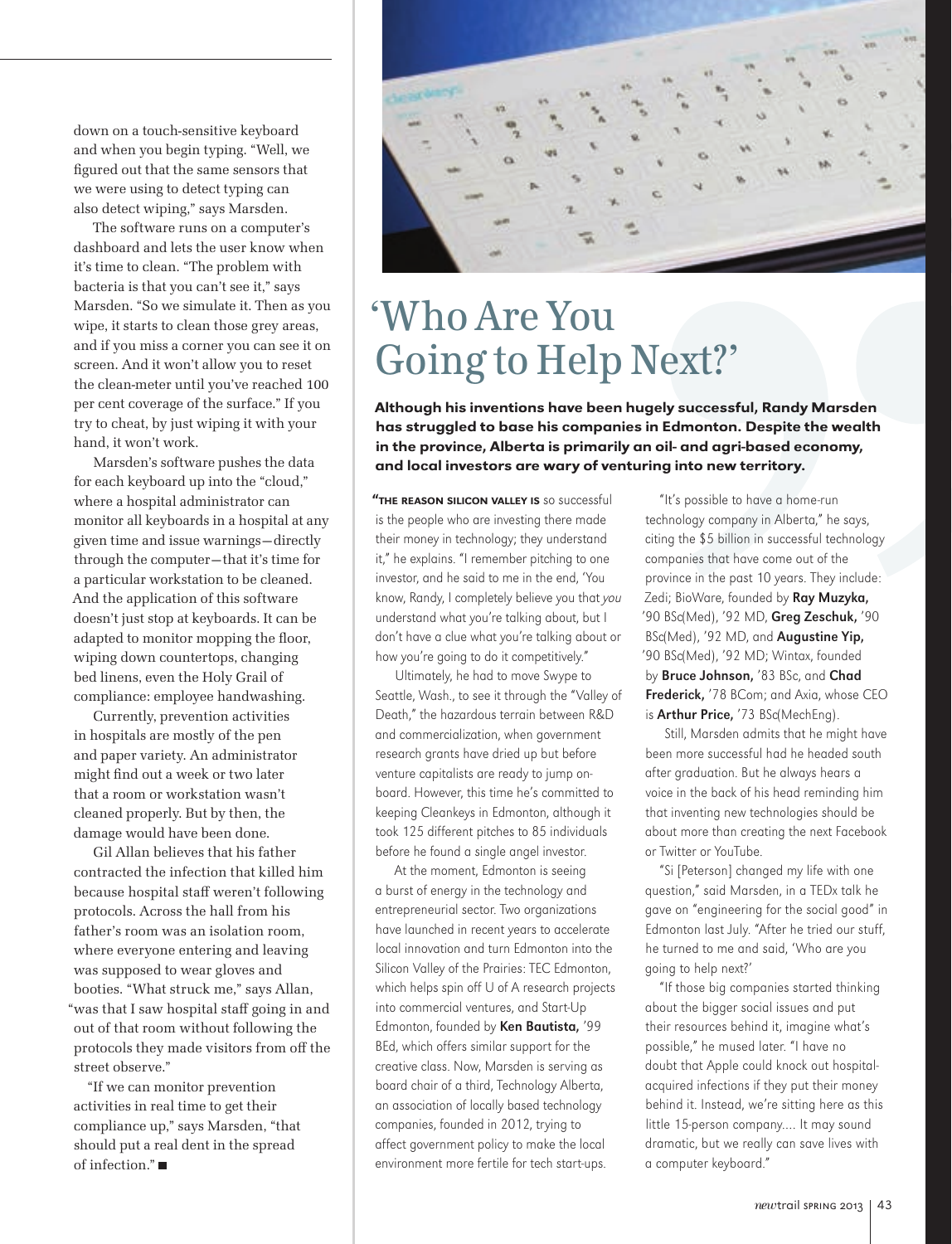down on a touch-sensitive keyboard and when you begin typing. "Well, we figured out that the same sensors that we were using to detect typing can also detect wiping," says Marsden.

The software runs on a computer's dashboard and lets the user know when it's time to clean. "The problem with bacteria is that you can't see it," says Marsden. "So we simulate it. Then as you wipe, it starts to clean those grey areas, and if you miss a corner you can see it on screen. And it won't allow you to reset the clean-meter until you've reached 100 per cent coverage of the surface." If you try to cheat, by just wiping it with your hand, it won't work.

Marsden's software pushes the data for each keyboard up into the "cloud," where a hospital administrator can monitor all keyboards in a hospital at any given time and issue warnings—directly through the computer—that it's time for a particular workstation to be cleaned. And the application of this software doesn't just stop at keyboards. It can be adapted to monitor mopping the floor, wiping down countertops, changing bed linens, even the Holy Grail of compliance: employee handwashing.

Currently, prevention activities in hospitals are mostly of the pen and paper variety. An administrator might find out a week or two later that a room or workstation wasn't cleaned properly. But by then, the damage would have been done.

Gil Allan believes that his father contracted the infection that killed him because hospital staff weren't following protocols. Across the hall from his father's room was an isolation room, where everyone entering and leaving was supposed to wear gloves and booties. "What struck me," says Allan, "was that I saw hospital staff going in and out of that room without following the protocols they made visitors from off the street observe."

"If we can monitor prevention activities in real time to get their compliance up," says Marsden, "that should put a real dent in the spread of infection." ■

# 'Who Are You Going to Help Next?'

**Although his inventions have been hugely successful, Randy Marsden has struggled to base his companies in Edmonton. Despite the wealth in the province, Alberta is primarily an oil- and agri-based economy, and local investors are wary of venturing into new territory.**

"**THE REASON SILICON VALLEY IS** so successful is the people who are investing there made their money in technology; they understand it," he explains. "I remember pitching to one investor, and he said to me in the end, 'You know, Randy, I completely believe you that *you* understand what you're talking about, but I don't have a clue what you're talking about or how you're going to do it competitively."

Ultimately, he had to move Swype to Seattle, Wash., to see it through the "Valley of Death," the hazardous terrain between R&D and commercialization, when government research grants have dried up but before venture capitalists are ready to jump on-board. However, this time he's committed to keeping Cleankeys in Edmonton, although it took 125 different pitches to 85 individuals before he found a single angel investor.

At the moment, Edmonton is seeing a burst of energy in the technology and entrepreneurial sector. Two organizations have launched in recent years to accelerate local innovation and turn Edmonton into the Silicon Valley of the Prairies: TEC Edmonton, which helps spin off U of A research projects into commercial ventures, and Start-Up Edmonton, founded by **Ken Bautista,** '99 BEd, which offers similar support for the creative class. Now, Marsden is serving as board chair of a third, Technology Alberta, an association of locally based technology companies, founded in 2012, trying to affect government policy to make the local environment more fertile for tech start-ups.

"It's possible to have a home-run technology company in Alberta," he says, citing the $5 billion in successful technology companies that have come out of the province in the past 10 years. They include: Zedi; BioWare, founded by **Ray Muzyka,** '90 BSc(Med), '92 MD, **Greg Zeschuk,** '90 BSc(Med), '92 MD, and **Augustine Yip,** '90 BSc(Med), '92 MD; Wintax, founded by **Bruce Johnson,** '83 BSc, and **Chad Frederick,** '78 BCom; and Axia, whose CEO is **Arthur Price,** '73 BSc(MechEng).

Still, Marsden admits that he might have been more successful had he headed south after graduation. But he always hears a voice in the back of his head reminding him that inventing new technologies should be about more than creating the next Facebook or Twitter or YouTube.

"Si [Peterson] changed my life with one question," said Marsden, in a TEDx talk he gave on "engineering for the social good" in Edmonton last July. "After he tried our stuff, he turned to me and said, 'Who are you going to help next?'

"If those big companies started thinking about the bigger social issues and put their resources behind it, imagine what's possible," he mused later. "I have no doubt that Apple could knock out hospital-acquired infections if they put their money behind it. Instead, we're sitting here as this little 15-person company.... It may sound dramatic, but we really can save lives with a computer keyboard."